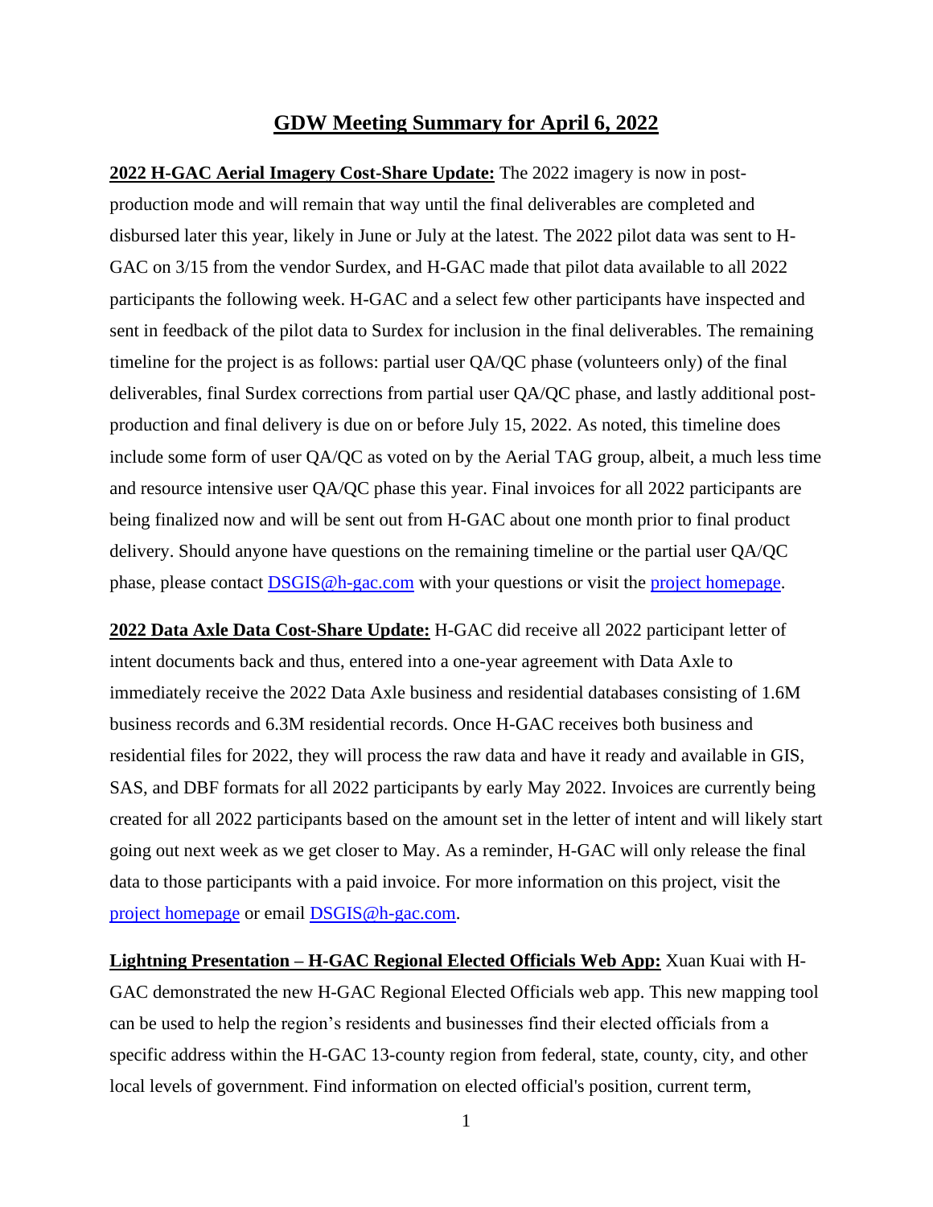# GDW Meeting Summary for April 6, 2022

**2022 H-GAC Aerial Imagery Cost-Share Update:** The 2022 imagery is now in post-production mode and will remain that way until the final deliverables are completed and disbursed later this year, likely in June or July at the latest. The 2022 pilot data was sent to H-GAC on 3/15 from the vendor Surdex, and H-GAC made that pilot data available to all 2022 participants the following week. H-GAC and a select few other participants have inspected and sent in feedback of the pilot data to Surdex for inclusion in the final deliverables. The remaining timeline for the project is as follows: partial user QA/QC phase (volunteers only) of the final deliverables, final Surdex corrections from partial user QA/QC phase, and lastly additional post-production and final delivery is due on or before July 15, 2022. As noted, this timeline does include some form of user QA/QC as voted on by the Aerial TAG group, albeit, a much less time and resource intensive user QA/QC phase this year. Final invoices for all 2022 participants are being finalized now and will be sent out from H-GAC about one month prior to final product delivery. Should anyone have questions on the remaining timeline or the partial user QA/QC phase, please contact DSGIS@h-gac.com with your questions or visit the project homepage.

**2022 Data Axle Data Cost-Share Update:** H-GAC did receive all 2022 participant letter of intent documents back and thus, entered into a one-year agreement with Data Axle to immediately receive the 2022 Data Axle business and residential databases consisting of 1.6M business records and 6.3M residential records. Once H-GAC receives both business and residential files for 2022, they will process the raw data and have it ready and available in GIS, SAS, and DBF formats for all 2022 participants by early May 2022. Invoices are currently being created for all 2022 participants based on the amount set in the letter of intent and will likely start going out next week as we get closer to May. As a reminder, H-GAC will only release the final data to those participants with a paid invoice. For more information on this project, visit the project homepage or email DSGIS@h-gac.com.

**Lightning Presentation – H-GAC Regional Elected Officials Web App:** Xuan Kuai with H-GAC demonstrated the new H-GAC Regional Elected Officials web app. This new mapping tool can be used to help the region's residents and businesses find their elected officials from a specific address within the H-GAC 13-county region from federal, state, county, city, and other local levels of government. Find information on elected official's position, current term,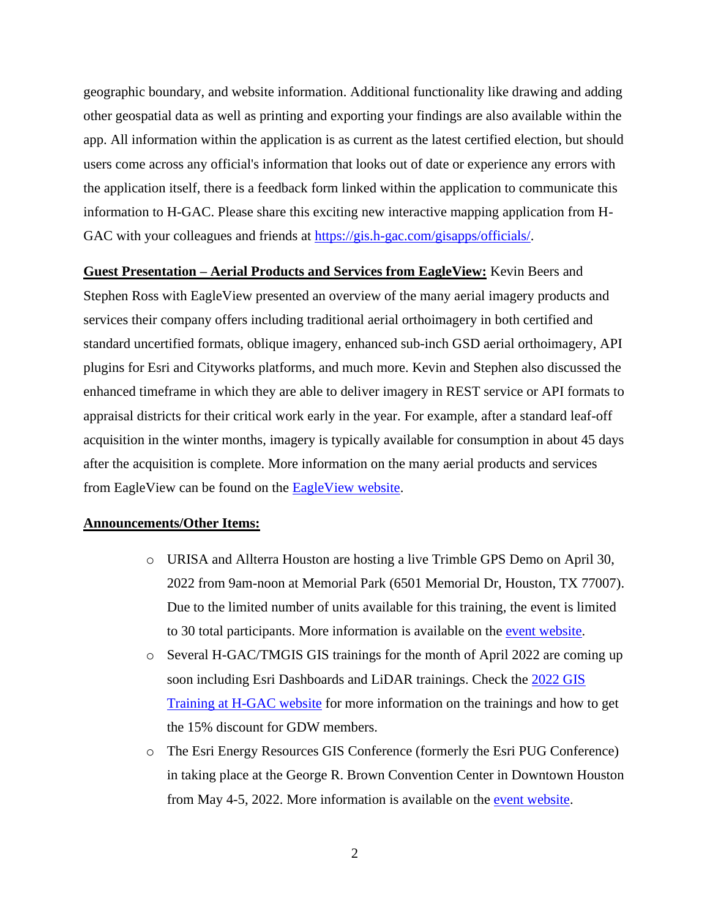geographic boundary, and website information. Additional functionality like drawing and adding other geospatial data as well as printing and exporting your findings are also available within the app. All information within the application is as current as the latest certified election, but should users come across any official's information that looks out of date or experience any errors with the application itself, there is a feedback form linked within the application to communicate this information to H-GAC. Please share this exciting new interactive mapping application from H-GAC with your colleagues and friends at [https://gis.h-gac.com/gisapps/officials/](https://gis.h-gac.com/gisapps/officials/).

**Guest Presentation – Aerial Products and Services from EagleView:** Kevin Beers and Stephen Ross with EagleView presented an overview of the many aerial imagery products and services their company offers including traditional aerial orthoimagery in both certified and standard uncertified formats, oblique imagery, enhanced sub-inch GSD aerial orthoimagery, API plugins for Esri and Cityworks platforms, and much more. Kevin and Stephen also discussed the enhanced timeframe in which they are able to deliver imagery in REST service or API formats to appraisal districts for their critical work early in the year. For example, after a standard leaf-off acquisition in the winter months, imagery is typically available for consumption in about 45 days after the acquisition is complete. More information on the many aerial products and services from EagleView can be found on the EagleView website.

**Announcements/Other Items:**

- URISA and Allterra Houston are hosting a live Trimble GPS Demo on April 30, 2022 from 9am-noon at Memorial Park (6501 Memorial Dr, Houston, TX 77007). Due to the limited number of units available for this training, the event is limited to 30 total participants. More information is available on the event website.
- Several H-GAC/TMGIS GIS trainings for the month of April 2022 are coming up soon including Esri Dashboards and LiDAR trainings. Check the 2022 GIS Training at H-GAC website for more information on the trainings and how to get the 15% discount for GDW members.
- The Esri Energy Resources GIS Conference (formerly the Esri PUG Conference) in taking place at the George R. Brown Convention Center in Downtown Houston from May 4-5, 2022. More information is available on the event website.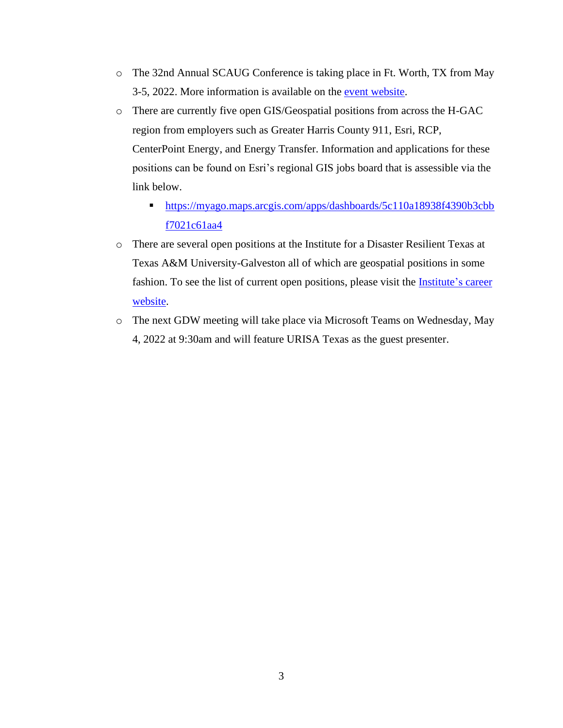- The 32nd Annual SCAUG Conference is taking place in Ft. Worth, TX from May 3-5, 2022. More information is available on the event website.
- There are currently five open GIS/Geospatial positions from across the H-GAC region from employers such as Greater Harris County 911, Esri, RCP, CenterPoint Energy, and Energy Transfer. Information and applications for these positions can be found on Esri's regional GIS jobs board that is assessible via the link below.
  - https://myago.maps.arcgis.com/apps/dashboards/5c110a18938f4390b3cbbf7021c61aa4
- There are several open positions at the Institute for a Disaster Resilient Texas at Texas A&M University-Galveston all of which are geospatial positions in some fashion. To see the list of current open positions, please visit the Institute's career website.
- The next GDW meeting will take place via Microsoft Teams on Wednesday, May 4, 2022 at 9:30am and will feature URISA Texas as the guest presenter.